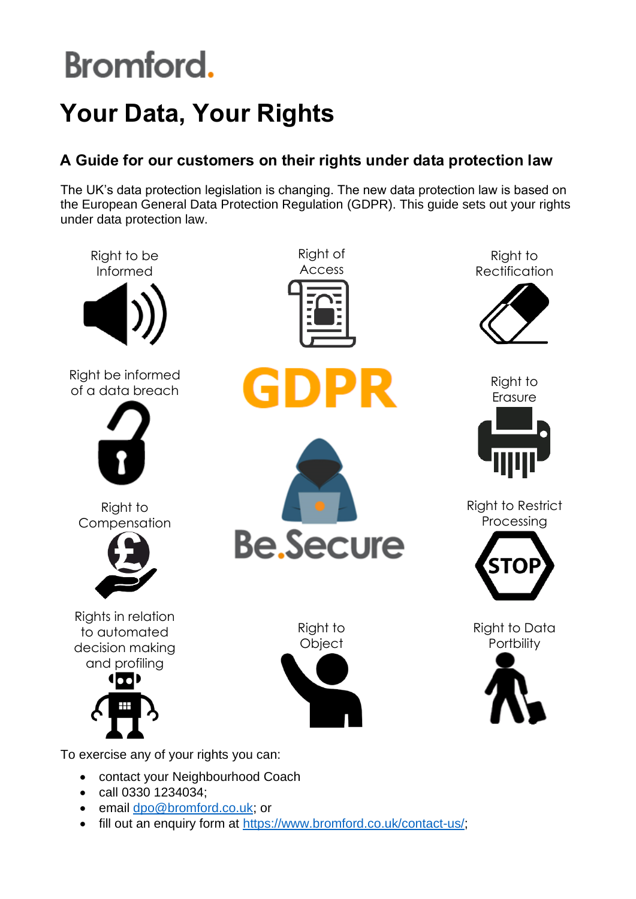Bromford.

# Your Data, Your Rights

## A Guide for our customers on their rights under data protection law

The UK's data protection legislation is changing. The new data protection law is based on the European General Data Protection Regulation (GDPR). This guide sets out your rights under data protection law.

Right to be Informed

Right of Access

Right to Rectification

Right be informed of a data breach

GDPR

Right to Erasure

Right to Compensation

Be.Secure

Right to Restrict Processing

Rights in relation to automated decision making and profiling

Right to Object

Right to Data Portbility

To exercise any of your rights you can:

- contact your Neighbourhood Coach
- call 0330 1234034;
- email dpo@bromford.co.uk; or
- fill out an enquiry form at https://www.bromford.co.uk/contact-us/;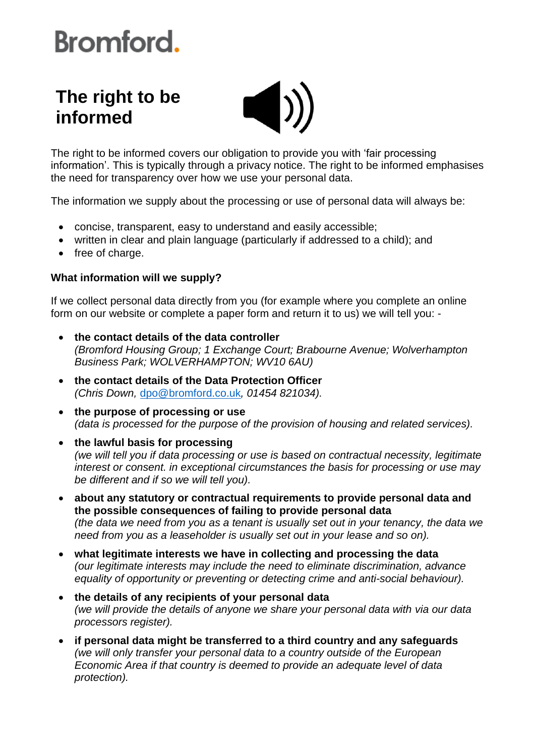Bromford.

# The right to be informed

The right to be informed covers our obligation to provide you with 'fair processing information'. This is typically through a privacy notice. The right to be informed emphasises the need for transparency over how we use your personal data.

The information we supply about the processing or use of personal data will always be:

- concise, transparent, easy to understand and easily accessible;
- written in clear and plain language (particularly if addressed to a child); and
- free of charge.

**What information will we supply?**

If we collect personal data directly from you (for example where you complete an online form on our website or complete a paper form and return it to us) we will tell you: -

- **the contact details of the data controller**
  *(Bromford Housing Group; 1 Exchange Court; Brabourne Avenue; Wolverhampton Business Park; WOLVERHAMPTON; WV10 6AU)*
- **the contact details of the Data Protection Officer**
  *(Chris Down, dpo@bromford.co.uk, 01454 821034).*
- **the purpose of processing or use**
  *(data is processed for the purpose of the provision of housing and related services).*
- **the lawful basis for processing**
  *(we will tell you if data processing or use is based on contractual necessity, legitimate interest or consent. in exceptional circumstances the basis for processing or use may be different and if so we will tell you).*
- **about any statutory or contractual requirements to provide personal data and the possible consequences of failing to provide personal data**
  *(the data we need from you as a tenant is usually set out in your tenancy, the data we need from you as a leaseholder is usually set out in your lease and so on).*
- **what legitimate interests we have in collecting and processing the data**
  *(our legitimate interests may include the need to eliminate discrimination, advance equality of opportunity or preventing or detecting crime and anti-social behaviour).*
- **the details of any recipients of your personal data**
  *(we will provide the details of anyone we share your personal data with via our data processors register).*
- **if personal data might be transferred to a third country and any safeguards**
  *(we will only transfer your personal data to a country outside of the European Economic Area if that country is deemed to provide an adequate level of data protection).*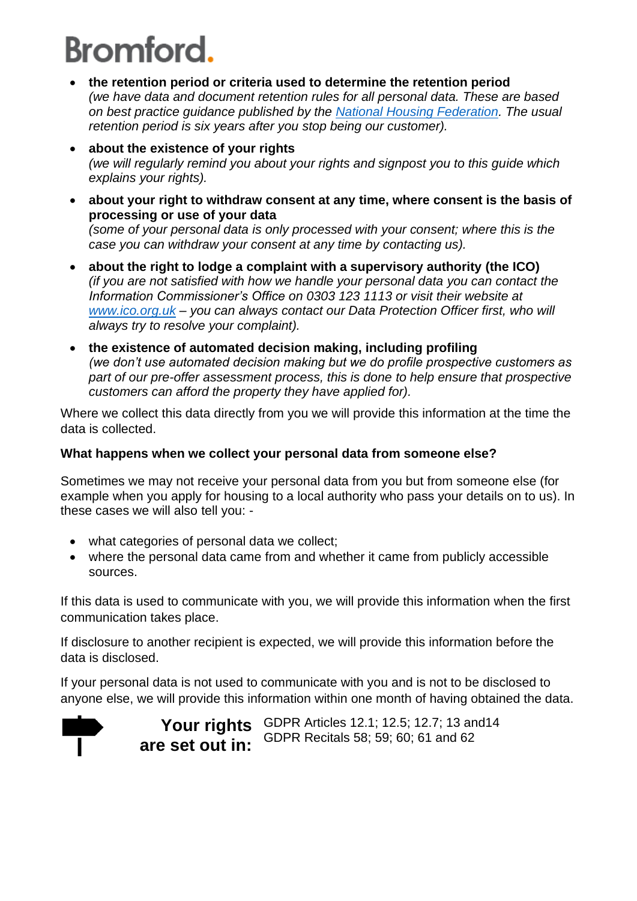- **the retention period or criteria used to determine the retention period**
  *(we have data and document retention rules for all personal data. These are based on best practice guidance published by the National Housing Federation. The usual retention period is six years after you stop being our customer).*
- **about the existence of your rights**
  *(we will regularly remind you about your rights and signpost you to this guide which explains your rights).*
- **about your right to withdraw consent at any time, where consent is the basis of processing or use of your data**
  *(some of your personal data is only processed with your consent; where this is the case you can withdraw your consent at any time by contacting us).*
- **about the right to lodge a complaint with a supervisory authority (the ICO)**
  *(if you are not satisfied with how we handle your personal data you can contact the Information Commissioner's Office on 0303 123 1113 or visit their website at www.ico.org.uk – you can always contact our Data Protection Officer first, who will always try to resolve your complaint).*
- **the existence of automated decision making, including profiling**
  *(we don't use automated decision making but we do profile prospective customers as part of our pre-offer assessment process, this is done to help ensure that prospective customers can afford the property they have applied for).*

Where we collect this data directly from you we will provide this information at the time the data is collected.

**What happens when we collect your personal data from someone else?**

Sometimes we may not receive your personal data from you but from someone else (for example when you apply for housing to a local authority who pass your details on to us). In these cases we will also tell you: -

- what categories of personal data we collect;
- where the personal data came from and whether it came from publicly accessible sources.

If this data is used to communicate with you, we will provide this information when the first communication takes place.

If disclosure to another recipient is expected, we will provide this information before the data is disclosed.

If your personal data is not used to communicate with you and is not to be disclosed to anyone else, we will provide this information within one month of having obtained the data.

**Your rights are set out in:** GDPR Articles 12.1; 12.5; 12.7; 13 and14
GDPR Recitals 58; 59; 60; 61 and 62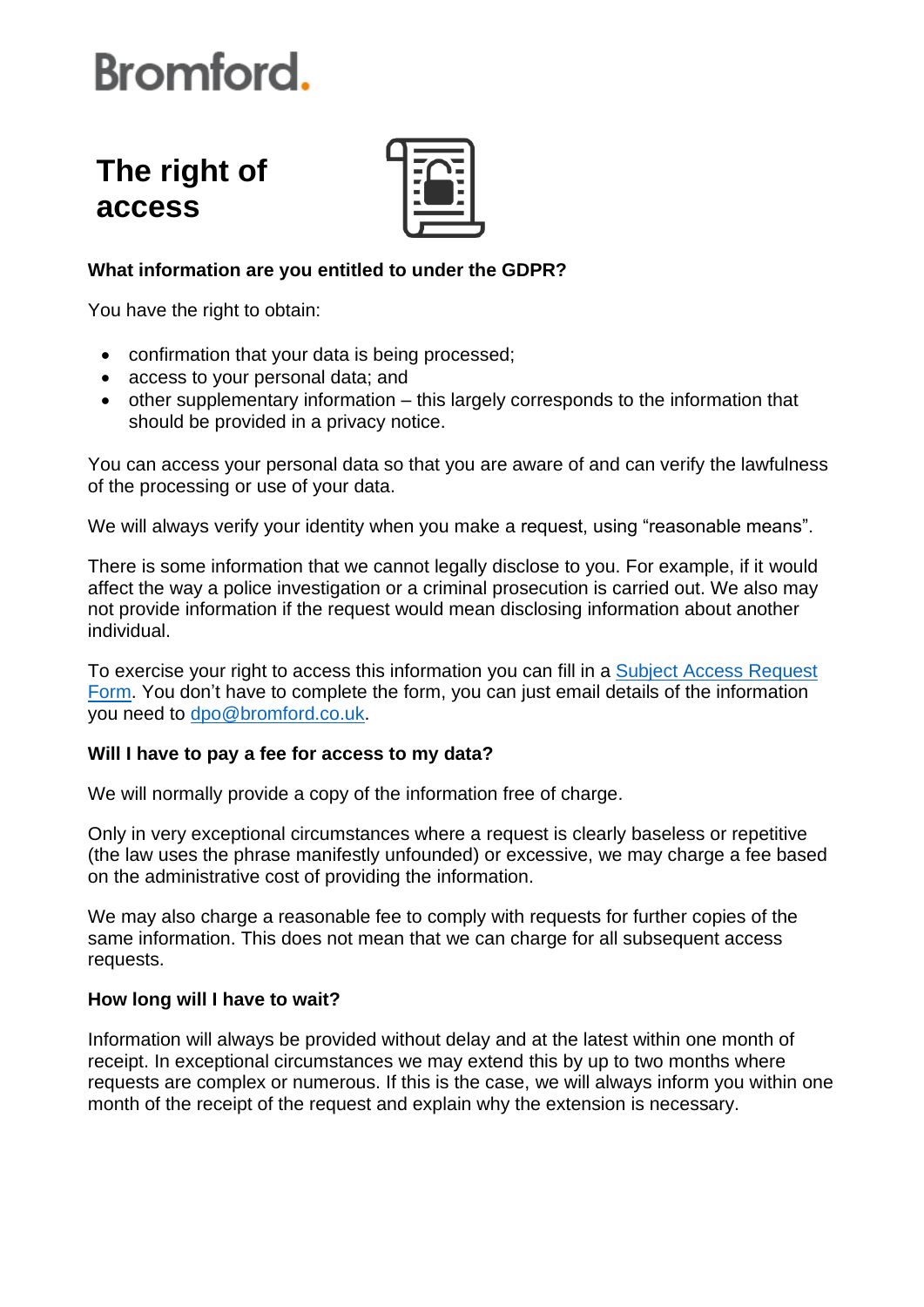Bromford.

# The right of access

**What information are you entitled to under the GDPR?**

You have the right to obtain:

- confirmation that your data is being processed;
- access to your personal data; and
- other supplementary information – this largely corresponds to the information that should be provided in a privacy notice.

You can access your personal data so that you are aware of and can verify the lawfulness of the processing or use of your data.

We will always verify your identity when you make a request, using "reasonable means".

There is some information that we cannot legally disclose to you. For example, if it would affect the way a police investigation or a criminal prosecution is carried out. We also may not provide information if the request would mean disclosing information about another individual.

To exercise your right to access this information you can fill in a [Subject Access Request Form](). You don't have to complete the form, you can just email details of the information you need to [dpo@bromford.co.uk](mailto:dpo@bromford.co.uk).

**Will I have to pay a fee for access to my data?**

We will normally provide a copy of the information free of charge.

Only in very exceptional circumstances where a request is clearly baseless or repetitive (the law uses the phrase manifestly unfounded) or excessive, we may charge a fee based on the administrative cost of providing the information.

We may also charge a reasonable fee to comply with requests for further copies of the same information. This does not mean that we can charge for all subsequent access requests.

**How long will I have to wait?**

Information will always be provided without delay and at the latest within one month of receipt. In exceptional circumstances we may extend this by up to two months where requests are complex or numerous. If this is the case, we will always inform you within one month of the receipt of the request and explain why the extension is necessary.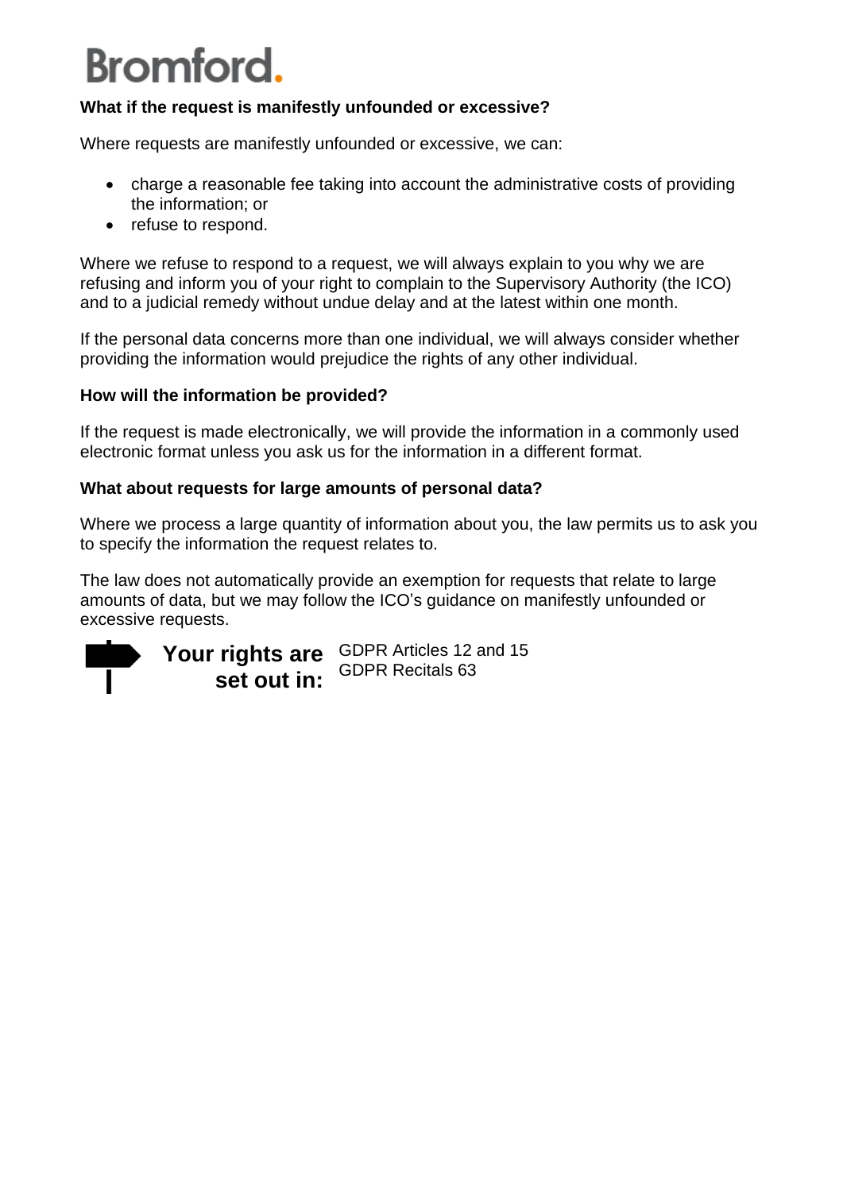**What if the request is manifestly unfounded or excessive?**

Where requests are manifestly unfounded or excessive, we can:

- charge a reasonable fee taking into account the administrative costs of providing the information; or
- refuse to respond.

Where we refuse to respond to a request, we will always explain to you why we are refusing and inform you of your right to complain to the Supervisory Authority (the ICO) and to a judicial remedy without undue delay and at the latest within one month.

If the personal data concerns more than one individual, we will always consider whether providing the information would prejudice the rights of any other individual.

**How will the information be provided?**

If the request is made electronically, we will provide the information in a commonly used electronic format unless you ask us for the information in a different format.

**What about requests for large amounts of personal data?**

Where we process a large quantity of information about you, the law permits us to ask you to specify the information the request relates to.

The law does not automatically provide an exemption for requests that relate to large amounts of data, but we may follow the ICO's guidance on manifestly unfounded or excessive requests.

**Your rights are set out in:**

GDPR Articles 12 and 15
GDPR Recitals 63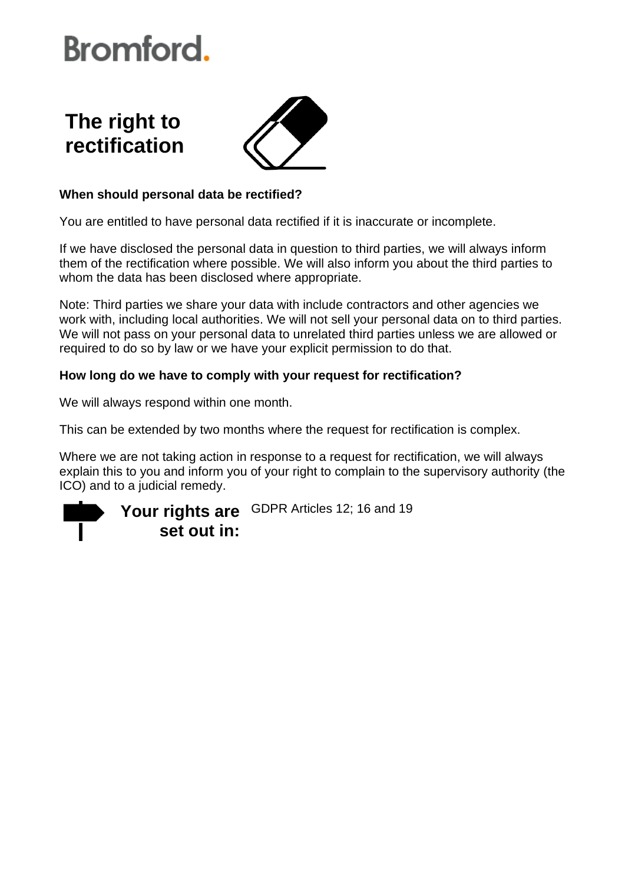Bromford.

# The right to rectification

**When should personal data be rectified?**

You are entitled to have personal data rectified if it is inaccurate or incomplete.

If we have disclosed the personal data in question to third parties, we will always inform them of the rectification where possible. We will also inform you about the third parties to whom the data has been disclosed where appropriate.

Note: Third parties we share your data with include contractors and other agencies we work with, including local authorities. We will not sell your personal data on to third parties. We will not pass on your personal data to unrelated third parties unless we are allowed or required to do so by law or we have your explicit permission to do that.

**How long do we have to comply with your request for rectification?**

We will always respond within one month.

This can be extended by two months where the request for rectification is complex.

Where we are not taking action in response to a request for rectification, we will always explain this to you and inform you of your right to complain to the supervisory authority (the ICO) and to a judicial remedy.

**Your rights are set out in:** GDPR Articles 12; 16 and 19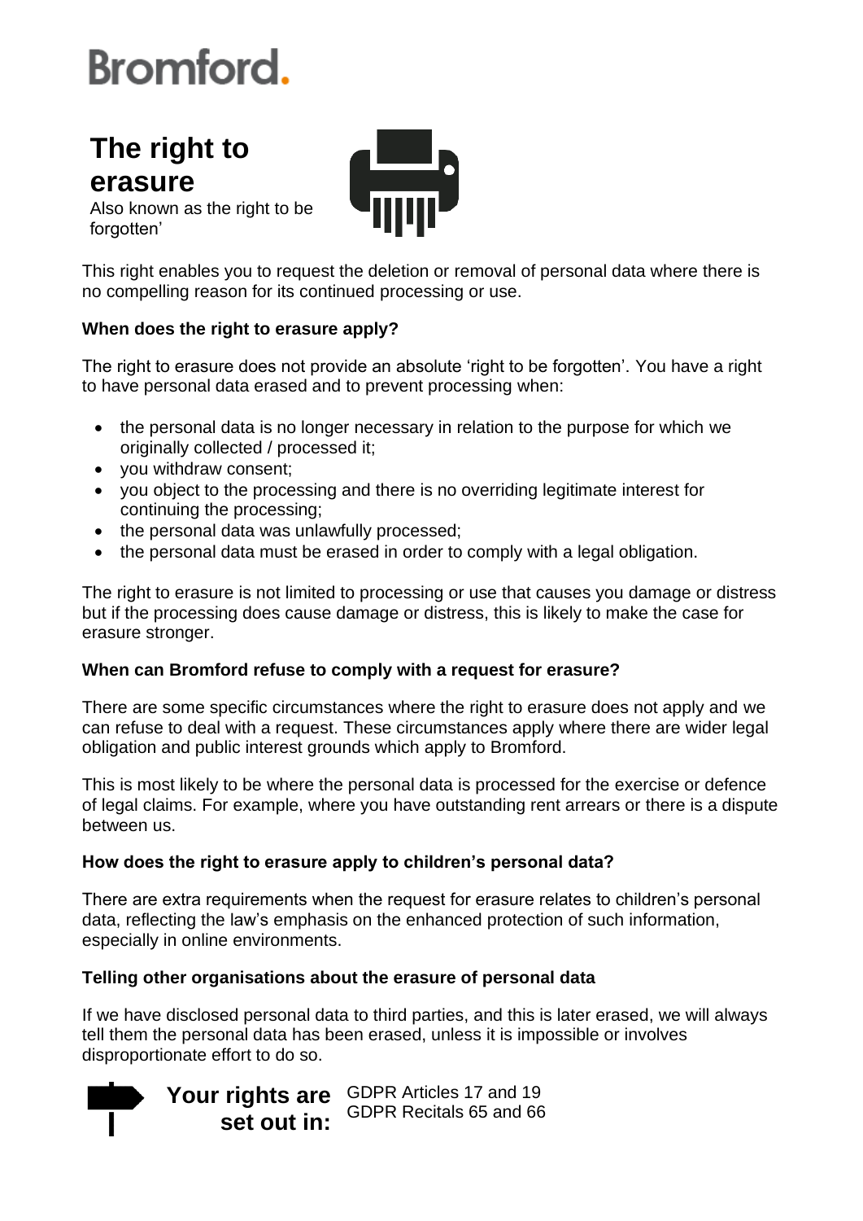Bromford.

# The right to erasure

Also known as the right to be forgotten'

This right enables you to request the deletion or removal of personal data where there is no compelling reason for its continued processing or use.

**When does the right to erasure apply?**

The right to erasure does not provide an absolute 'right to be forgotten'. You have a right to have personal data erased and to prevent processing when:

- the personal data is no longer necessary in relation to the purpose for which we originally collected / processed it;
- you withdraw consent;
- you object to the processing and there is no overriding legitimate interest for continuing the processing;
- the personal data was unlawfully processed;
- the personal data must be erased in order to comply with a legal obligation.

The right to erasure is not limited to processing or use that causes you damage or distress but if the processing does cause damage or distress, this is likely to make the case for erasure stronger.

**When can Bromford refuse to comply with a request for erasure?**

There are some specific circumstances where the right to erasure does not apply and we can refuse to deal with a request. These circumstances apply where there are wider legal obligation and public interest grounds which apply to Bromford.

This is most likely to be where the personal data is processed for the exercise or defence of legal claims. For example, where you have outstanding rent arrears or there is a dispute between us.

**How does the right to erasure apply to children's personal data?**

There are extra requirements when the request for erasure relates to children's personal data, reflecting the law's emphasis on the enhanced protection of such information, especially in online environments.

**Telling other organisations about the erasure of personal data**

If we have disclosed personal data to third parties, and this is later erased, we will always tell them the personal data has been erased, unless it is impossible or involves disproportionate effort to do so.

**Your rights are set out in:** GDPR Articles 17 and 19
GDPR Recitals 65 and 66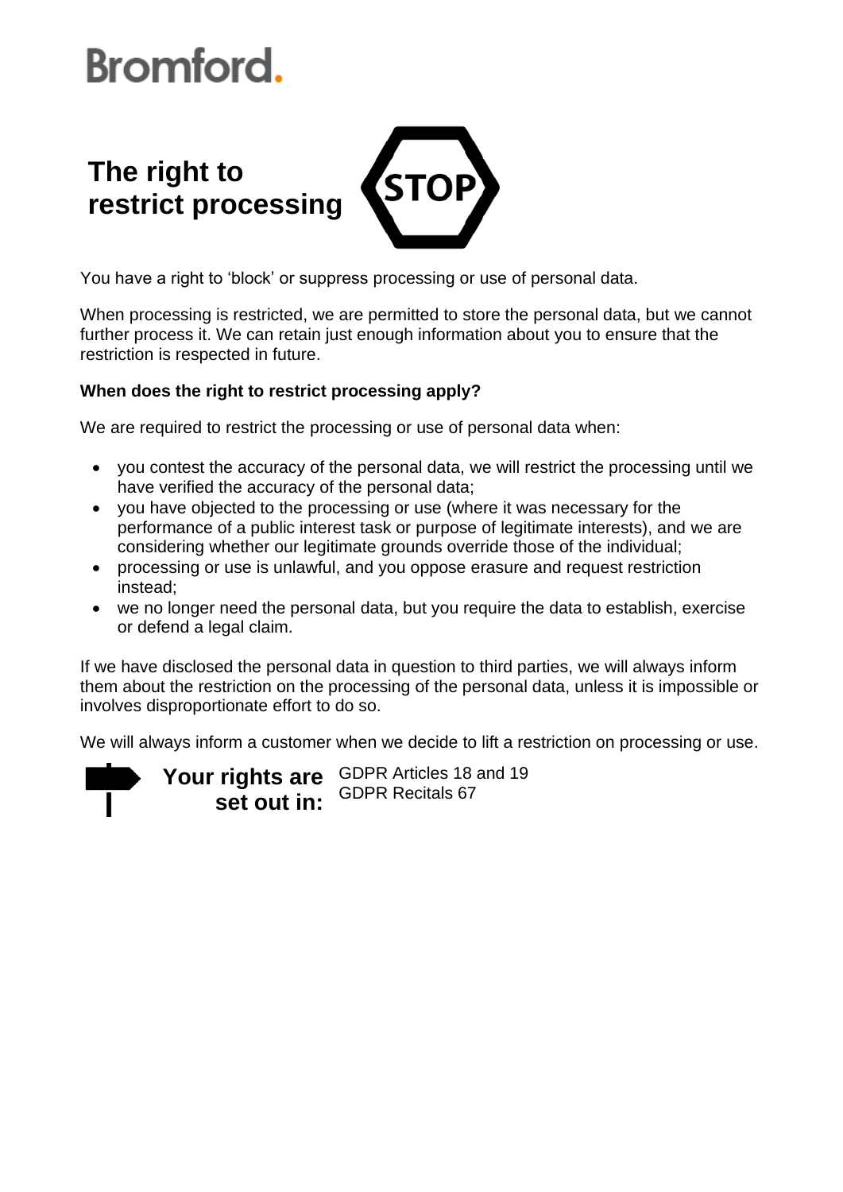Bromford.

# The right to restrict processing

STOP

You have a right to 'block' or suppress processing or use of personal data.

When processing is restricted, we are permitted to store the personal data, but we cannot further process it. We can retain just enough information about you to ensure that the restriction is respected in future.

**When does the right to restrict processing apply?**

We are required to restrict the processing or use of personal data when:

- you contest the accuracy of the personal data, we will restrict the processing until we have verified the accuracy of the personal data;
- you have objected to the processing or use (where it was necessary for the performance of a public interest task or purpose of legitimate interests), and we are considering whether our legitimate grounds override those of the individual;
- processing or use is unlawful, and you oppose erasure and request restriction instead;
- we no longer need the personal data, but you require the data to establish, exercise or defend a legal claim.

If we have disclosed the personal data in question to third parties, we will always inform them about the restriction on the processing of the personal data, unless it is impossible or involves disproportionate effort to do so.

We will always inform a customer when we decide to lift a restriction on processing or use.

**Your rights are set out in:**

GDPR Articles 18 and 19
GDPR Recitals 67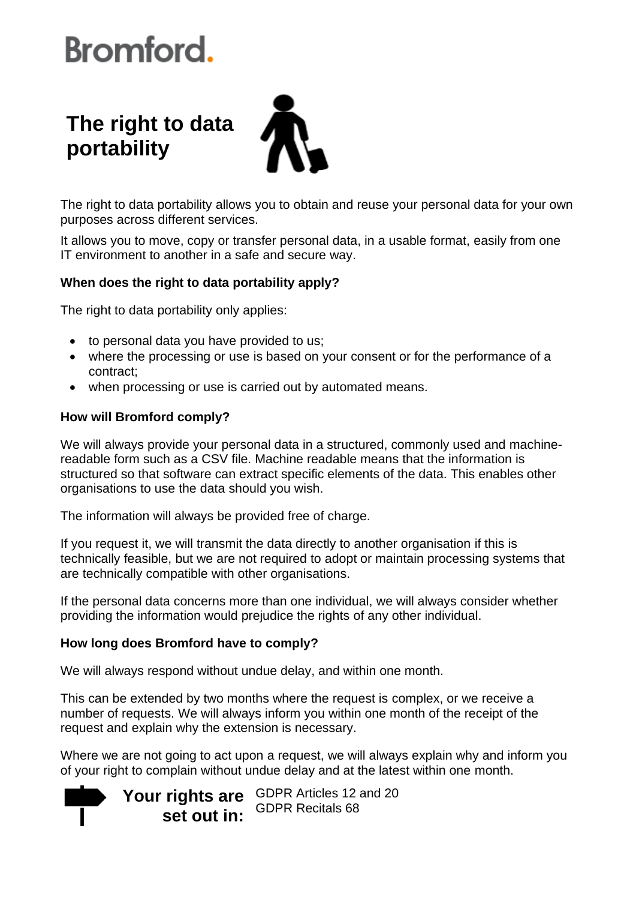Bromford.

# The right to data portability

The right to data portability allows you to obtain and reuse your personal data for your own purposes across different services.

It allows you to move, copy or transfer personal data, in a usable format, easily from one IT environment to another in a safe and secure way.

**When does the right to data portability apply?**

The right to data portability only applies:

- to personal data you have provided to us;
- where the processing or use is based on your consent or for the performance of a contract;
- when processing or use is carried out by automated means.

**How will Bromford comply?**

We will always provide your personal data in a structured, commonly used and machine-readable form such as a CSV file. Machine readable means that the information is structured so that software can extract specific elements of the data. This enables other organisations to use the data should you wish.

The information will always be provided free of charge.

If you request it, we will transmit the data directly to another organisation if this is technically feasible, but we are not required to adopt or maintain processing systems that are technically compatible with other organisations.

If the personal data concerns more than one individual, we will always consider whether providing the information would prejudice the rights of any other individual.

**How long does Bromford have to comply?**

We will always respond without undue delay, and within one month.

This can be extended by two months where the request is complex, or we receive a number of requests. We will always inform you within one month of the receipt of the request and explain why the extension is necessary.

Where we are not going to act upon a request, we will always explain why and inform you of your right to complain without undue delay and at the latest within one month.

**Your rights are set out in:**

GDPR Articles 12 and 20
GDPR Recitals 68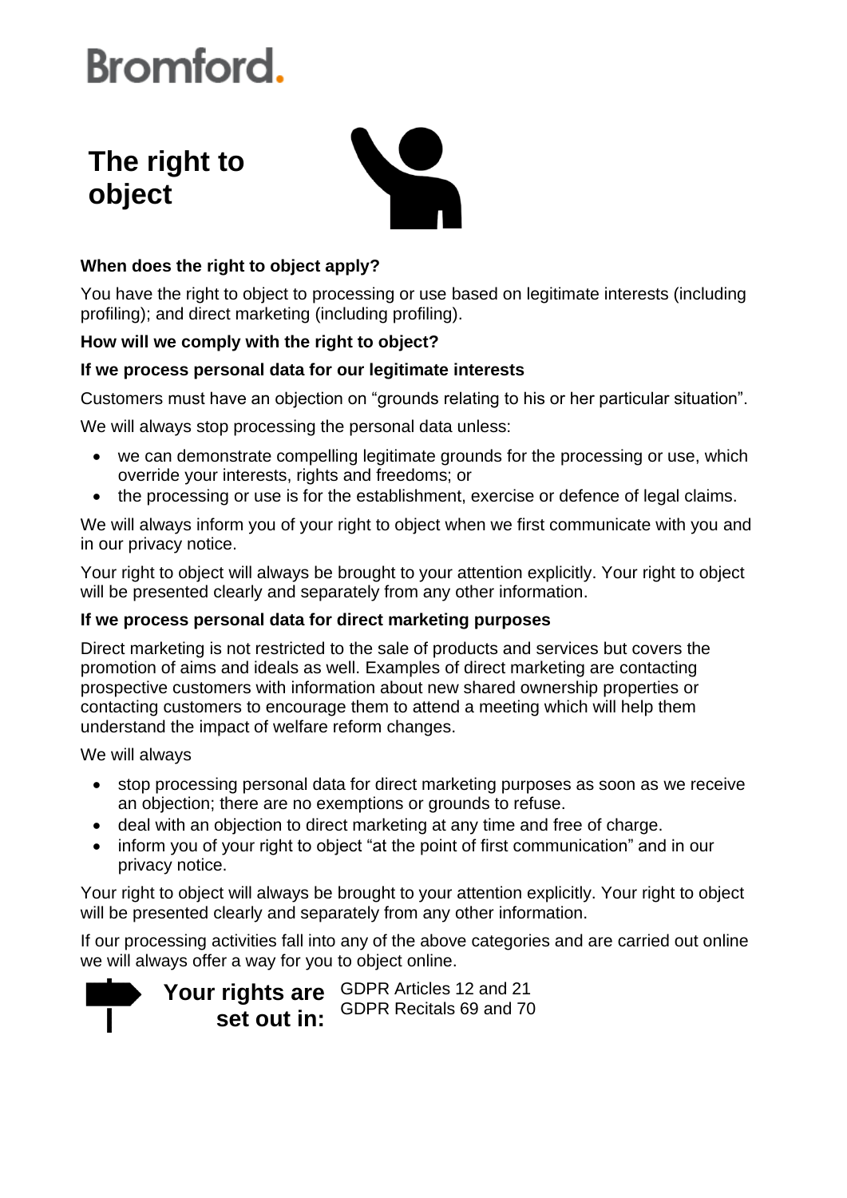Bromford.

# The right to object

### When does the right to object apply?

You have the right to object to processing or use based on legitimate interests (including profiling); and direct marketing (including profiling).

### How will we comply with the right to object?

### If we process personal data for our legitimate interests

Customers must have an objection on “grounds relating to his or her particular situation”.

We will always stop processing the personal data unless:

- we can demonstrate compelling legitimate grounds for the processing or use, which override your interests, rights and freedoms; or
- the processing or use is for the establishment, exercise or defence of legal claims.

We will always inform you of your right to object when we first communicate with you and in our privacy notice.

Your right to object will always be brought to your attention explicitly. Your right to object will be presented clearly and separately from any other information.

### If we process personal data for direct marketing purposes

Direct marketing is not restricted to the sale of products and services but covers the promotion of aims and ideals as well. Examples of direct marketing are contacting prospective customers with information about new shared ownership properties or contacting customers to encourage them to attend a meeting which will help them understand the impact of welfare reform changes.

We will always

- stop processing personal data for direct marketing purposes as soon as we receive an objection; there are no exemptions or grounds to refuse.
- deal with an objection to direct marketing at any time and free of charge.
- inform you of your right to object “at the point of first communication” and in our privacy notice.

Your right to object will always be brought to your attention explicitly. Your right to object will be presented clearly and separately from any other information.

If our processing activities fall into any of the above categories and are carried out online we will always offer a way for you to object online.

**Your rights are set out in:** GDPR Articles 12 and 21
GDPR Recitals 69 and 70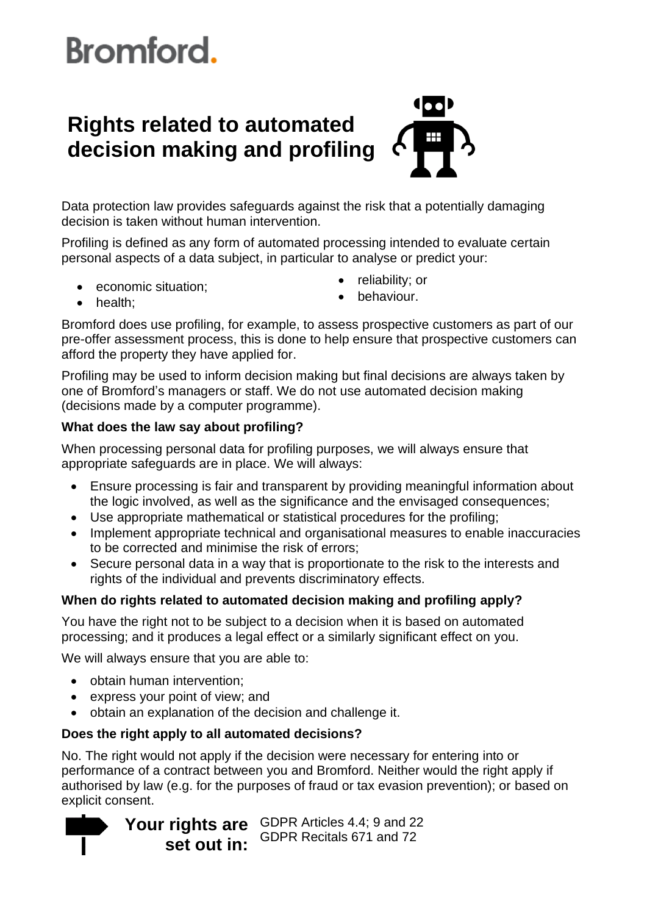# Rights related to automated decision making and profiling

Data protection law provides safeguards against the risk that a potentially damaging decision is taken without human intervention.

Profiling is defined as any form of automated processing intended to evaluate certain personal aspects of a data subject, in particular to analyse or predict your:

- economic situation;
- health;
- reliability; or
- behaviour.

Bromford does use profiling, for example, to assess prospective customers as part of our pre-offer assessment process, this is done to help ensure that prospective customers can afford the property they have applied for.

Profiling may be used to inform decision making but final decisions are always taken by one of Bromford's managers or staff. We do not use automated decision making (decisions made by a computer programme).

**What does the law say about profiling?**

When processing personal data for profiling purposes, we will always ensure that appropriate safeguards are in place. We will always:

- Ensure processing is fair and transparent by providing meaningful information about the logic involved, as well as the significance and the envisaged consequences;
- Use appropriate mathematical or statistical procedures for the profiling;
- Implement appropriate technical and organisational measures to enable inaccuracies to be corrected and minimise the risk of errors;
- Secure personal data in a way that is proportionate to the risk to the interests and rights of the individual and prevents discriminatory effects.

**When do rights related to automated decision making and profiling apply?**

You have the right not to be subject to a decision when it is based on automated processing; and it produces a legal effect or a similarly significant effect on you.

We will always ensure that you are able to:

- obtain human intervention;
- express your point of view; and
- obtain an explanation of the decision and challenge it.

**Does the right apply to all automated decisions?**

No. The right would not apply if the decision were necessary for entering into or performance of a contract between you and Bromford. Neither would the right apply if authorised by law (e.g. for the purposes of fraud or tax evasion prevention); or based on explicit consent.

**Your rights are set out in:**

GDPR Articles 4.4; 9 and 22
GDPR Recitals 671 and 72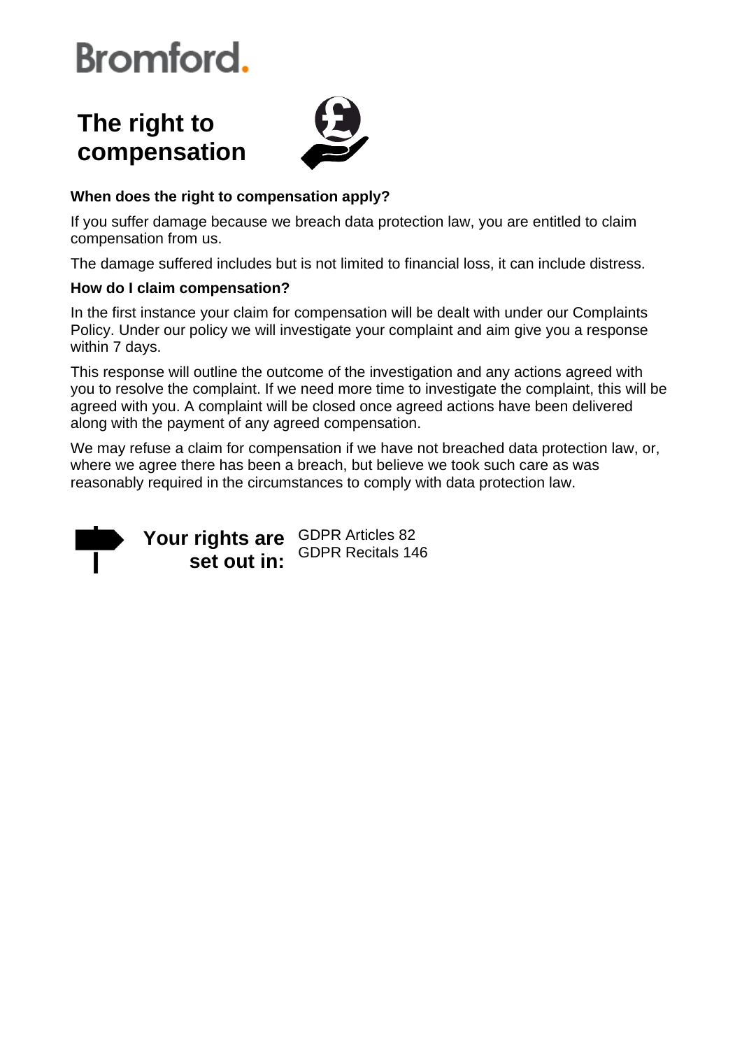Bromford.

# The right to compensation

**When does the right to compensation apply?**

If you suffer damage because we breach data protection law, you are entitled to claim compensation from us.

The damage suffered includes but is not limited to financial loss, it can include distress.

**How do I claim compensation?**

In the first instance your claim for compensation will be dealt with under our Complaints Policy. Under our policy we will investigate your complaint and aim give you a response within 7 days.

This response will outline the outcome of the investigation and any actions agreed with you to resolve the complaint. If we need more time to investigate the complaint, this will be agreed with you. A complaint will be closed once agreed actions have been delivered along with the payment of any agreed compensation.

We may refuse a claim for compensation if we have not breached data protection law, or, where we agree there has been a breach, but believe we took such care as was reasonably required in the circumstances to comply with data protection law.

**Your rights are set out in:**

GDPR Articles 82
GDPR Recitals 146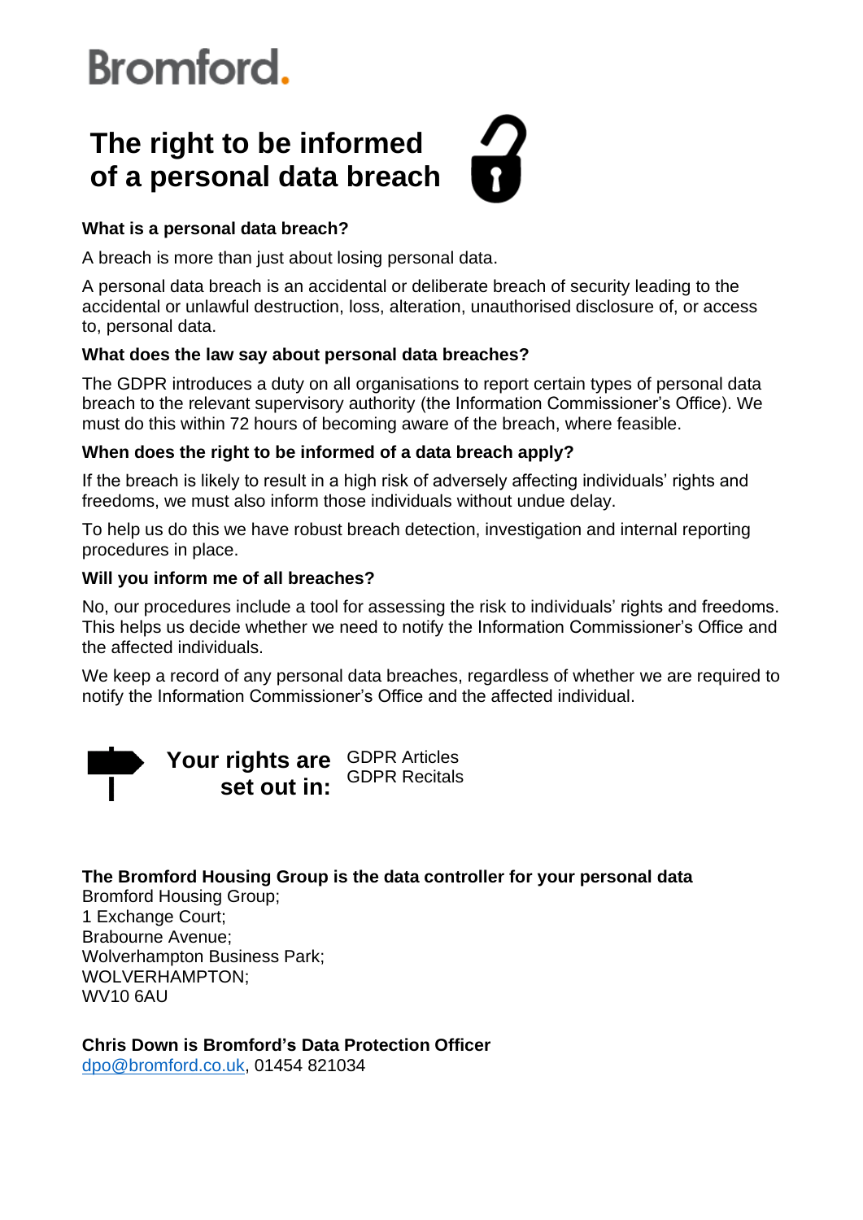Bromford.

# The right to be informed of a personal data breach

**What is a personal data breach?**

A breach is more than just about losing personal data.

A personal data breach is an accidental or deliberate breach of security leading to the accidental or unlawful destruction, loss, alteration, unauthorised disclosure of, or access to, personal data.

**What does the law say about personal data breaches?**

The GDPR introduces a duty on all organisations to report certain types of personal data breach to the relevant supervisory authority (the Information Commissioner's Office). We must do this within 72 hours of becoming aware of the breach, where feasible.

**When does the right to be informed of a data breach apply?**

If the breach is likely to result in a high risk of adversely affecting individuals' rights and freedoms, we must also inform those individuals without undue delay.

To help us do this we have robust breach detection, investigation and internal reporting procedures in place.

**Will you inform me of all breaches?**

No, our procedures include a tool for assessing the risk to individuals' rights and freedoms. This helps us decide whether we need to notify the Information Commissioner's Office and the affected individuals.

We keep a record of any personal data breaches, regardless of whether we are required to notify the Information Commissioner's Office and the affected individual.

**Your rights are set out in:**

GDPR Articles
GDPR Recitals

**The Bromford Housing Group is the data controller for your personal data**
Bromford Housing Group;
1 Exchange Court;
Brabourne Avenue;
Wolverhampton Business Park;
WOLVERHAMPTON;
WV10 6AU

**Chris Down is Bromford's Data Protection Officer**
dpo@bromford.co.uk, 01454 821034